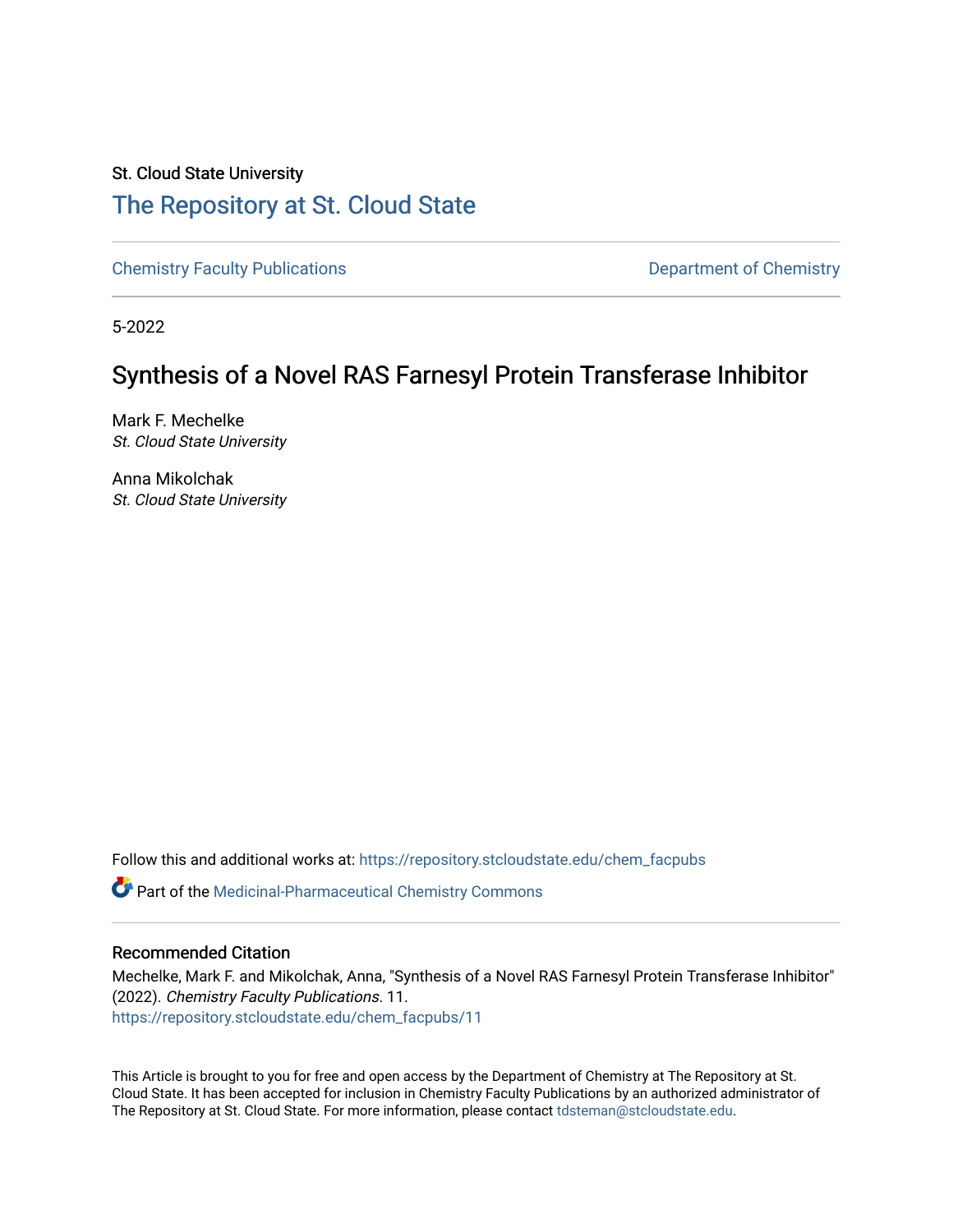St. Cloud State University

## The Repository at St. Cloud State

Chemistry Faculty Publications | Department of Chemistry

5-2022

# Synthesis of a Novel RAS Farnesyl Protein Transferase Inhibitor

Mark F. Mechelke
*St. Cloud State University*

Anna Mikolchak
*St. Cloud State University*

Follow this and additional works at: https://repository.stcloudstate.edu/chem_facpubs

Part of the Medicinal-Pharmaceutical Chemistry Commons

### Recommended Citation

Mechelke, Mark F. and Mikolchak, Anna, "Synthesis of a Novel RAS Farnesyl Protein Transferase Inhibitor" (2022). *Chemistry Faculty Publications*. 11.
https://repository.stcloudstate.edu/chem_facpubs/11

This Article is brought to you for free and open access by the Department of Chemistry at The Repository at St. Cloud State. It has been accepted for inclusion in Chemistry Faculty Publications by an authorized administrator of The Repository at St. Cloud State. For more information, please contact tdsteman@stcloudstate.edu.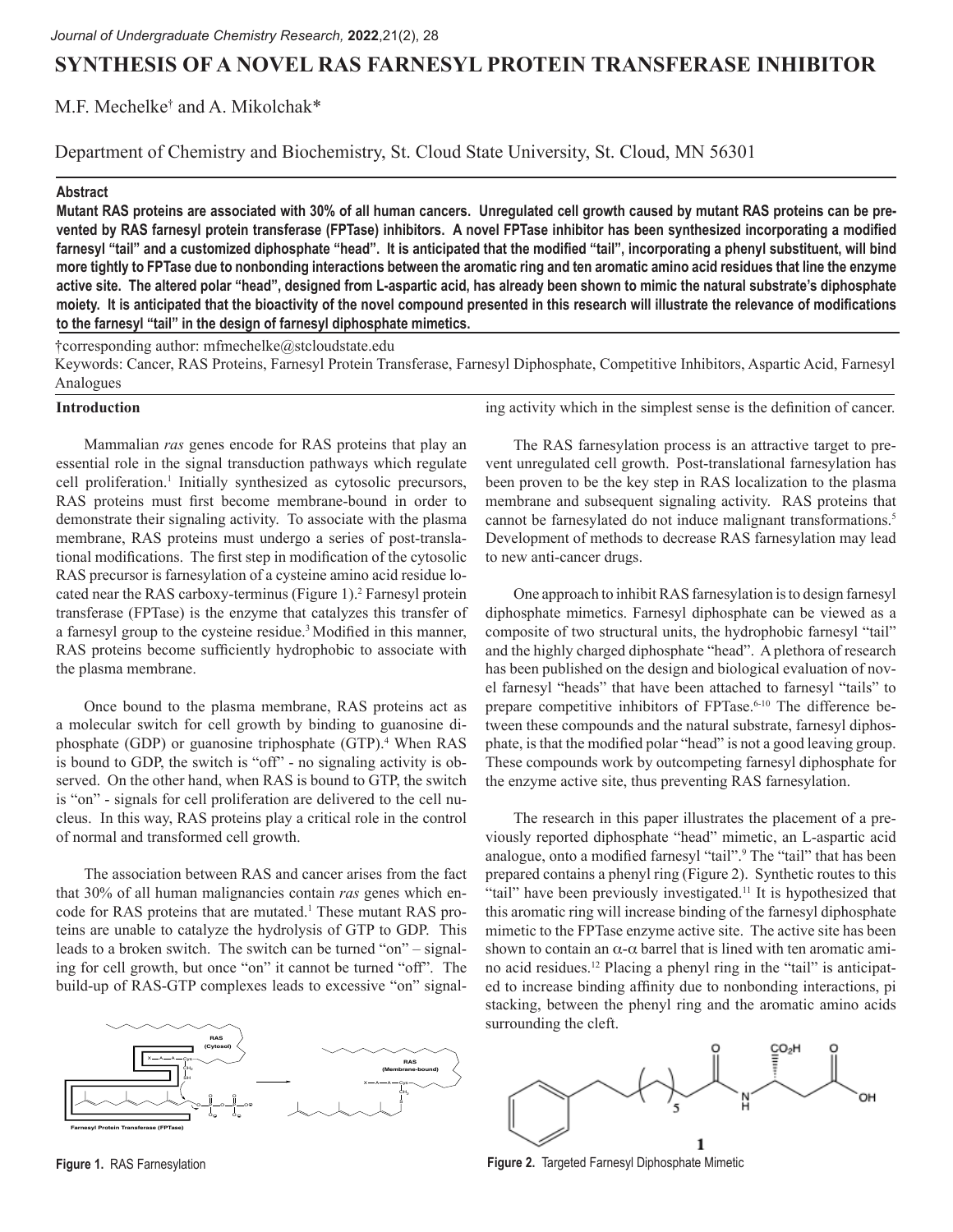# SYNTHESIS OF A NOVEL RAS FARNESYL PROTEIN TRANSFERASE INHIBITOR

M.F. Mechelke† and A. Mikolchak*

Department of Chemistry and Biochemistry, St. Cloud State University, St. Cloud, MN 56301

**Abstract**

**Mutant RAS proteins are associated with 30% of all human cancers. Unregulated cell growth caused by mutant RAS proteins can be prevented by RAS farnesyl protein transferase (FPTase) inhibitors. A novel FPTase inhibitor has been synthesized incorporating a modified farnesyl "tail" and a customized diphosphate "head". It is anticipated that the modified "tail", incorporating a phenyl substituent, will bind more tightly to FPTase due to nonbonding interactions between the aromatic ring and ten aromatic amino acid residues that line the enzyme active site. The altered polar "head", designed from L-aspartic acid, has already been shown to mimic the natural substrate's diphosphate moiety. It is anticipated that the bioactivity of the novel compound presented in this research will illustrate the relevance of modifications to the farnesyl "tail" in the design of farnesyl diphosphate mimetics.**

†corresponding author: mfmechelke@stcloudstate.edu

Keywords: Cancer, RAS Proteins, Farnesyl Protein Transferase, Farnesyl Diphosphate, Competitive Inhibitors, Aspartic Acid, Farnesyl Analogues

## Introduction

Mammalian *ras* genes encode for RAS proteins that play an essential role in the signal transduction pathways which regulate cell proliferation.[1] Initially synthesized as cytosolic precursors, RAS proteins must first become membrane-bound in order to demonstrate their signaling activity. To associate with the plasma membrane, RAS proteins must undergo a series of post-translational modifications. The first step in modification of the cytosolic RAS precursor is farnesylation of a cysteine amino acid residue located near the RAS carboxy-terminus (Figure 1).[2] Farnesyl protein transferase (FPTase) is the enzyme that catalyzes this transfer of a farnesyl group to the cysteine residue.[3] Modified in this manner, RAS proteins become sufficiently hydrophobic to associate with the plasma membrane.

Once bound to the plasma membrane, RAS proteins act as a molecular switch for cell growth by binding to guanosine diphosphate (GDP) or guanosine triphosphate (GTP).[4] When RAS is bound to GDP, the switch is "off" - no signaling activity is observed. On the other hand, when RAS is bound to GTP, the switch is "on" - signals for cell proliferation are delivered to the cell nucleus. In this way, RAS proteins play a critical role in the control of normal and transformed cell growth.

The association between RAS and cancer arises from the fact that 30% of all human malignancies contain *ras* genes which encode for RAS proteins that are mutated.[1] These mutant RAS proteins are unable to catalyze the hydrolysis of GTP to GDP. This leads to a broken switch. The switch can be turned "on" – signaling for cell growth, but once "on" it cannot be turned "off". The build-up of RAS-GTP complexes leads to excessive "on" signaling activity which in the simplest sense is the definition of cancer.

Figure 1. RAS Farnesylation

The RAS farnesylation process is an attractive target to prevent unregulated cell growth. Post-translational farnesylation has been proven to be the key step in RAS localization to the plasma membrane and subsequent signaling activity. RAS proteins that cannot be farnesylated do not induce malignant transformations.[5] Development of methods to decrease RAS farnesylation may lead to new anti-cancer drugs.

One approach to inhibit RAS farnesylation is to design farnesyl diphosphate mimetics. Farnesyl diphosphate can be viewed as a composite of two structural units, the hydrophobic farnesyl "tail" and the highly charged diphosphate "head". A plethora of research has been published on the design and biological evaluation of novel farnesyl "heads" that have been attached to farnesyl "tails" to prepare competitive inhibitors of FPTase.[6-10] The difference between these compounds and the natural substrate, farnesyl diphosphate, is that the modified polar "head" is not a good leaving group. These compounds work by outcompeting farnesyl diphosphate for the enzyme active site, thus preventing RAS farnesylation.

The research in this paper illustrates the placement of a previously reported diphosphate "head" mimetic, an L-aspartic acid analogue, onto a modified farnesyl "tail".[9] The "tail" that has been prepared contains a phenyl ring (Figure 2). Synthetic routes to this "tail" have been previously investigated.[11] It is hypothesized that this aromatic ring will increase binding of the farnesyl diphosphate mimetic to the FPTase enzyme active site. The active site has been shown to contain an $\alpha$-$\alpha$ barrel that is lined with ten aromatic amino acid residues.[12] Placing a phenyl ring in the "tail" is anticipated to increase binding affinity due to nonbonding interactions, pi stacking, between the phenyl ring and the aromatic amino acids surrounding the cleft.

Figure 2. Targeted Farnesyl Diphosphate Mimetic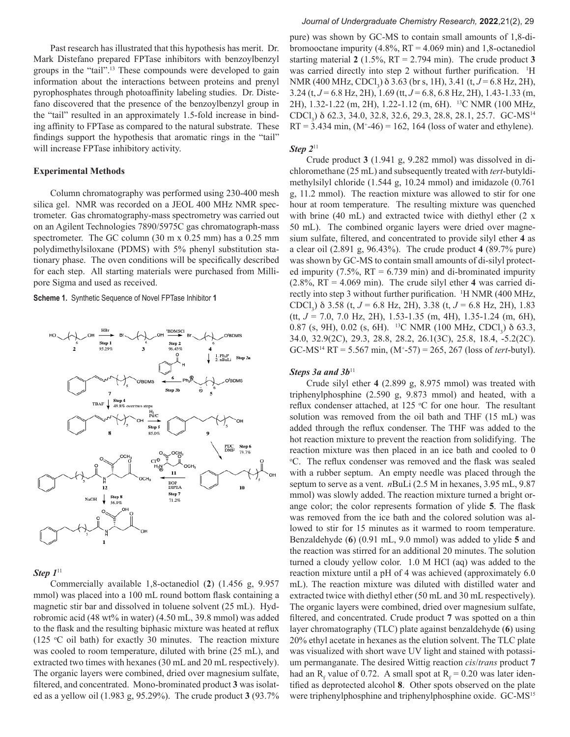Past research has illustrated that this hypothesis has merit. Dr. Mark Distefano prepared FPTase inhibitors with benzoylbenzyl groups in the "tail".[13] These compounds were developed to gain information about the interactions between proteins and prenyl pyrophosphates through photoaffinity labeling studies. Dr. Distefano discovered that the presence of the benzoylbenzyl group in the "tail" resulted in an approximately 1.5-fold increase in binding affinity to FPTase as compared to the natural substrate. These findings support the hypothesis that aromatic rings in the "tail" will increase FPTase inhibitory activity.

## Experimental Methods

Column chromatography was performed using 230-400 mesh silica gel. NMR was recorded on a JEOL 400 MHz NMR spectrometer. Gas chromatography-mass spectrometry was carried out on an Agilent Technologies 7890/5975C gas chromatograph-mass spectrometer. The GC column (30 m x 0.25 mm) has a 0.25 mm polydimethylsiloxane (PDMS) with 5% phenyl substitution stationary phase. The oven conditions will be specifically described for each step. All starting materials were purchased from Millipore Sigma and used as received.

**Scheme 1.** Synthetic Sequence of Novel FPTase Inhibitor **1**

### *Step 1*[11]

Commercially available 1,8-octanediol (**2**) (1.456 g, 9.957 mmol) was placed into a 100 mL round bottom flask containing a magnetic stir bar and dissolved in toluene solvent (25 mL). Hydrobromic acid (48 wt% in water) (4.50 mL, 39.8 mmol) was added to the flask and the resulting biphasic mixture was heated at reflux (125 °C oil bath) for exactly 30 minutes. The reaction mixture was cooled to room temperature, diluted with brine (25 mL), and extracted two times with hexanes (30 mL and 20 mL respectively). The organic layers were combined, dried over magnesium sulfate, filtered, and concentrated. Mono-brominated product **3** was isolated as a yellow oil (1.983 g, 95.29%). The crude product **3** (93.7% pure) was shown by GC-MS to contain small amounts of 1,8-dibromooctane impurity (4.8%, RT = 4.069 min) and 1,8-octanediol starting material **2** (1.5%, RT = 2.794 min). The crude product **3** was carried directly into step 2 without further purification. $^1$H NMR (400 MHz, $CDCl_3$) δ 3.63 (br s, 1H), 3.41 (t, *J* = 6.8 Hz, 2H), 3.24 (t, *J* = 6.8 Hz, 2H), 1.69 (tt, *J* = 6.8, 6.8 Hz, 2H), 1.43-1.33 (m, 2H), 1.32-1.22 (m, 2H), 1.22-1.12 (m, 6H). $^{13}$C NMR (100 MHz, $CDCl_3$) δ 62.3, 34.0, 32.8, 32.6, 29.3, 28.8, 28.1, 25.7. GC-MS[14] RT = 3.434 min, ($M^+$-46) = 162, 164 (loss of water and ethylene).

### *Step 2*[11]

Crude product **3** (1.941 g, 9.282 mmol) was dissolved in dichloromethane (25 mL) and subsequently treated with *tert*-butyldimethylsilyl chloride (1.544 g, 10.24 mmol) and imidazole (0.761 g, 11.2 mmol). The reaction mixture was allowed to stir for one hour at room temperature. The resulting mixture was quenched with brine (40 mL) and extracted twice with diethyl ether (2 x 50 mL). The combined organic layers were dried over magnesium sulfate, filtered, and concentrated to provide silyl ether **4** as a clear oil (2.891 g, 96.43%). The crude product **4** (89.7% pure) was shown by GC-MS to contain small amounts of di-silyl protected impurity (7.5%, RT = 6.739 min) and di-brominated impurity (2.8%, RT = 4.069 min). The crude silyl ether **4** was carried directly into step 3 without further purification. $^1$H NMR (400 MHz, $CDCl_3$) δ 3.58 (t, *J* = 6.8 Hz, 2H), 3.38 (t, *J* = 6.8 Hz, 2H), 1.83 (tt, *J* = 7.0, 7.0 Hz, 2H), 1.53-1.35 (m, 4H), 1.35-1.24 (m, 6H), 0.87 (s, 9H), 0.02 (s, 6H). $^{13}$C NMR (100 MHz, $CDCl_3$) δ 63.3, 34.0, 32.9(2C), 29.3, 28.8, 28.2, 26.1(3C), 25.8, 18.4, -5.2(2C). GC-MS[14] RT = 5.567 min, ($M^+$-57) = 265, 267 (loss of *tert*-butyl).

### *Steps 3a and 3b*[11]

Crude silyl ether **4** (2.899 g, 8.975 mmol) was treated with triphenylphosphine (2.590 g, 9.873 mmol) and heated, with a reflux condenser attached, at 125 °C for one hour. The resultant solution was removed from the oil bath and THF (15 mL) was added through the reflux condenser. The THF was added to the hot reaction mixture to prevent the reaction from solidifying. The reaction mixture was then placed in an ice bath and cooled to 0 °C. The reflux condenser was removed and the flask was sealed with a rubber septum. An empty needle was placed through the septum to serve as a vent. *n*BuLi (2.5 M in hexanes, 3.95 mL, 9.87 mmol) was slowly added. The reaction mixture turned a bright orange color; the color represents formation of ylide **5**. The flask was removed from the ice bath and the colored solution was allowed to stir for 15 minutes as it warmed to room temperature. Benzaldehyde (**6**) (0.91 mL, 9.0 mmol) was added to ylide **5** and the reaction was stirred for an additional 20 minutes. The solution turned a cloudy yellow color. 1.0 M HCl (aq) was added to the reaction mixture until a pH of 4 was achieved (approximately 6.0 mL). The reaction mixture was diluted with distilled water and extracted twice with diethyl ether (50 mL and 30 mL respectively). The organic layers were combined, dried over magnesium sulfate, filtered, and concentrated. Crude product **7** was spotted on a thin layer chromatography (TLC) plate against benzaldehyde (**6**) using 20% ethyl acetate in hexanes as the elution solvent. The TLC plate was visualized with short wave UV light and stained with potassium permanganate. The desired Wittig reaction *cis*/*trans* product **7** had an $R_f$ value of 0.72. A small spot at $R_f$ = 0.20 was later identified as deprotected alcohol **8**. Other spots observed on the plate were triphenylphosphine and triphenylphosphine oxide. GC-MS[15]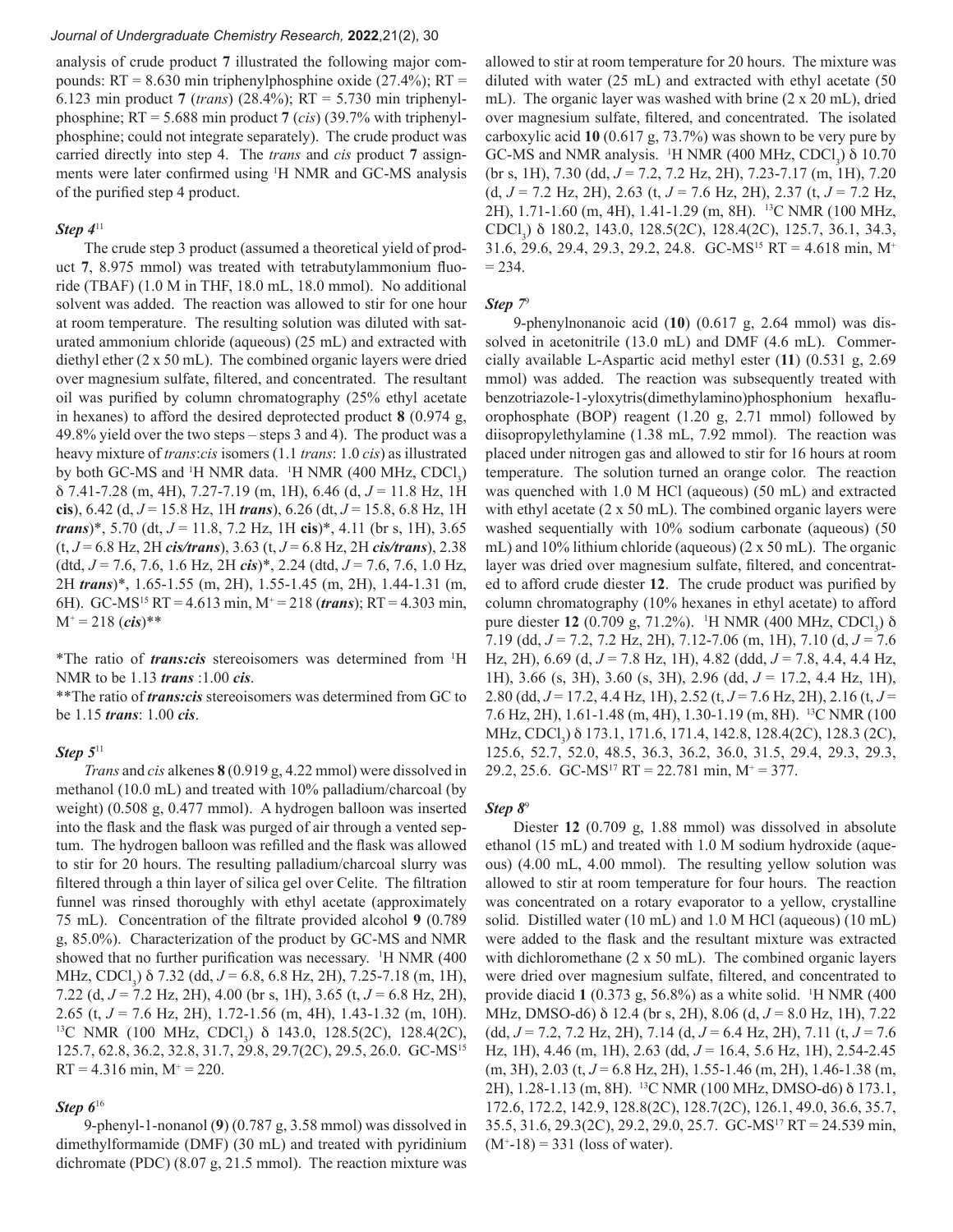analysis of crude product **7** illustrated the following major compounds: RT = 8.630 min triphenylphosphine oxide (27.4%); RT = 6.123 min product **7** (*trans*) (28.4%); RT = 5.730 min triphenylphosphine; RT = 5.688 min product **7** (*cis*) (39.7% with triphenylphosphine; could not integrate separately). The crude product was carried directly into step 4. The *trans* and *cis* product **7** assignments were later confirmed using $^{1}$H NMR and GC-MS analysis of the purified step 4 product.

### *Step 4*[11]

The crude step 3 product (assumed a theoretical yield of product **7**, 8.975 mmol) was treated with tetrabutylammonium fluoride (TBAF) (1.0 M in THF, 18.0 mL, 18.0 mmol). No additional solvent was added. The reaction was allowed to stir for one hour at room temperature. The resulting solution was diluted with saturated ammonium chloride (aqueous) (25 mL) and extracted with diethyl ether (2 x 50 mL). The combined organic layers were dried over magnesium sulfate, filtered, and concentrated. The resultant oil was purified by column chromatography (25% ethyl acetate in hexanes) to afford the desired deprotected product **8** (0.974 g, 49.8% yield over the two steps – steps 3 and 4). The product was a heavy mixture of *trans*:*cis* isomers (1.1 *trans*: 1.0 *cis*) as illustrated by both GC-MS and $^{1}$H NMR data. $^{1}$H NMR (400 MHz, $CDCl_3$) δ 7.41-7.28 (m, 4H), 7.27-7.19 (m, 1H), 6.46 (d, $J$ = 11.8 Hz, 1H **cis**), 6.42 (d, $J$ = 15.8 Hz, 1H ***trans***), 6.26 (dt, $J$ = 15.8, 6.8 Hz, 1H ***trans***)*, 5.70 (dt, $J$ = 11.8, 7.2 Hz, 1H **cis**)*, 4.11 (br s, 1H), 3.65 (t, $J$ = 6.8 Hz, 2H ***cis/trans***), 3.63 (t, $J$ = 6.8 Hz, 2H ***cis/trans***), 2.38 (dtd, $J$ = 7.6, 7.6, 1.6 Hz, 2H ***cis***)*, 2.24 (dtd, $J$ = 7.6, 7.6, 1.0 Hz, 2H ***trans***)*, 1.65-1.55 (m, 2H), 1.55-1.45 (m, 2H), 1.44-1.31 (m, 6H). GC-MS[15] RT = 4.613 min, $M^+$ = 218 (***trans***); RT = 4.303 min, $M^+$ = 218 (***cis***)**

*The ratio of ***trans:cis*** stereoisomers was determined from $^{1}$H NMR to be 1.13 ***trans*** :1.00 ***cis***.

**The ratio of ***trans:cis*** stereoisomers was determined from GC to be 1.15 ***trans***: 1.00 ***cis***.

### *Step 5*[11]

*Trans* and *cis* alkenes **8** (0.919 g, 4.22 mmol) were dissolved in methanol (10.0 mL) and treated with 10% palladium/charcoal (by weight) (0.508 g, 0.477 mmol). A hydrogen balloon was inserted into the flask and the flask was purged of air through a vented septum. The hydrogen balloon was refilled and the flask was allowed to stir for 20 hours. The resulting palladium/charcoal slurry was filtered through a thin layer of silica gel over Celite. The filtration funnel was rinsed thoroughly with ethyl acetate (approximately 75 mL). Concentration of the filtrate provided alcohol **9** (0.789 g, 85.0%). Characterization of the product by GC-MS and NMR showed that no further purification was necessary. $^{1}$H NMR (400 MHz, $CDCl_3$) δ 7.32 (dd, $J$ = 6.8, 6.8 Hz, 2H), 7.25-7.18 (m, 1H), 7.22 (d, $J$ = 7.2 Hz, 2H), 4.00 (br s, 1H), 3.65 (t, $J$ = 6.8 Hz, 2H), 2.65 (t, $J$ = 7.6 Hz, 2H), 1.72-1.56 (m, 4H), 1.43-1.32 (m, 10H). $^{13}$C NMR (100 MHz, $CDCl_3$) δ 143.0, 128.5(2C), 128.4(2C), 125.7, 62.8, 36.2, 32.8, 31.7, 29.8, 29.7(2C), 29.5, 26.0. GC-MS[15] RT = 4.316 min, $M^+$ = 220.

### *Step 6*[16]

9-phenyl-1-nonanol (**9**) (0.787 g, 3.58 mmol) was dissolved in dimethylformamide (DMF) (30 mL) and treated with pyridinium dichromate (PDC) (8.07 g, 21.5 mmol). The reaction mixture was allowed to stir at room temperature for 20 hours. The mixture was diluted with water (25 mL) and extracted with ethyl acetate (50 mL). The organic layer was washed with brine (2 x 20 mL), dried over magnesium sulfate, filtered, and concentrated. The isolated carboxylic acid **10** (0.617 g, 73.7%) was shown to be very pure by GC-MS and NMR analysis. $^{1}$H NMR (400 MHz, $CDCl_3$) δ 10.70 (br s, 1H), 7.30 (dd, $J$ = 7.2, 7.2 Hz, 2H), 7.23-7.17 (m, 1H), 7.20 (d, $J$ = 7.2 Hz, 2H), 2.63 (t, $J$ = 7.6 Hz, 2H), 2.37 (t, $J$ = 7.2 Hz, 2H), 1.71-1.60 (m, 4H), 1.41-1.29 (m, 8H). $^{13}$C NMR (100 MHz, $CDCl_3$) δ 180.2, 143.0, 128.5(2C), 128.4(2C), 125.7, 36.1, 34.3, 31.6, 29.6, 29.4, 29.3, 29.2, 24.8. GC-MS[15] RT = 4.618 min, $M^+$ = 234.

### *Step 7*[9]

9-phenylnonanoic acid (**10**) (0.617 g, 2.64 mmol) was dissolved in acetonitrile (13.0 mL) and DMF (4.6 mL). Commercially available L-Aspartic acid methyl ester (**11**) (0.531 g, 2.69 mmol) was added. The reaction was subsequently treated with benzotriazole-1-yloxytris(dimethylamino)phosphonium hexafluorophosphate (BOP) reagent (1.20 g, 2.71 mmol) followed by diisopropylethylamine (1.38 mL, 7.92 mmol). The reaction was placed under nitrogen gas and allowed to stir for 16 hours at room temperature. The solution turned an orange color. The reaction was quenched with 1.0 M HCl (aqueous) (50 mL) and extracted with ethyl acetate (2 x 50 mL). The combined organic layers were washed sequentially with 10% sodium carbonate (aqueous) (50 mL) and 10% lithium chloride (aqueous) (2 x 50 mL). The organic layer was dried over magnesium sulfate, filtered, and concentrated to afford crude diester **12**. The crude product was purified by column chromatography (10% hexanes in ethyl acetate) to afford pure diester **12** (0.709 g, 71.2%). $^{1}$H NMR (400 MHz, $CDCl_3$) δ 7.19 (dd, $J$ = 7.2, 7.2 Hz, 2H), 7.12-7.06 (m, 1H), 7.10 (d, $J$ = 7.6 Hz, 2H), 6.69 (d, $J$ = 7.8 Hz, 1H), 4.82 (ddd, $J$ = 7.8, 4.4, 4.4 Hz, 1H), 3.66 (s, 3H), 3.60 (s, 3H), 2.96 (dd, $J$ = 17.2, 4.4 Hz, 1H), 2.80 (dd, $J$ = 17.2, 4.4 Hz, 1H), 2.52 (t, $J$ = 7.6 Hz, 2H), 2.16 (t, $J$ = 7.6 Hz, 2H), 1.61-1.48 (m, 4H), 1.30-1.19 (m, 8H). $^{13}$C NMR (100 MHz, $CDCl_3$) δ 173.1, 171.6, 171.4, 142.8, 128.4(2C), 128.3 (2C), 125.6, 52.7, 52.0, 48.5, 36.3, 36.2, 36.0, 31.5, 29.4, 29.3, 29.3, 29.2, 25.6. GC-MS[17] RT = 22.781 min, $M^+$ = 377.

### *Step 8*[9]

Diester **12** (0.709 g, 1.88 mmol) was dissolved in absolute ethanol (15 mL) and treated with 1.0 M sodium hydroxide (aqueous) (4.00 mL, 4.00 mmol). The resulting yellow solution was allowed to stir at room temperature for four hours. The reaction was concentrated on a rotary evaporator to a yellow, crystalline solid. Distilled water (10 mL) and 1.0 M HCl (aqueous) (10 mL) were added to the flask and the resultant mixture was extracted with dichloromethane (2 x 50 mL). The combined organic layers were dried over magnesium sulfate, filtered, and concentrated to provide diacid **1** (0.373 g, 56.8%) as a white solid. $^{1}$H NMR (400 MHz, DMSO-d6) δ 12.4 (br s, 2H), 8.06 (d, $J$ = 8.0 Hz, 1H), 7.22 (dd, $J$ = 7.2, 7.2 Hz, 2H), 7.14 (d, $J$ = 6.4 Hz, 2H), 7.11 (t, $J$ = 7.6 Hz, 1H), 4.46 (m, 1H), 2.63 (dd, $J$ = 16.4, 5.6 Hz, 1H), 2.54-2.45 (m, 3H), 2.03 (t, $J$ = 6.8 Hz, 2H), 1.55-1.46 (m, 2H), 1.46-1.38 (m, 2H), 1.28-1.13 (m, 8H). $^{13}$C NMR (100 MHz, DMSO-d6) δ 173.1, 172.6, 172.2, 142.9, 128.8(2C), 128.7(2C), 126.1, 49.0, 36.6, 35.7, 35.5, 31.6, 29.3(2C), 29.2, 29.0, 25.7. GC-MS[17] RT = 24.539 min, ($M^+$-18) = 331 (loss of water).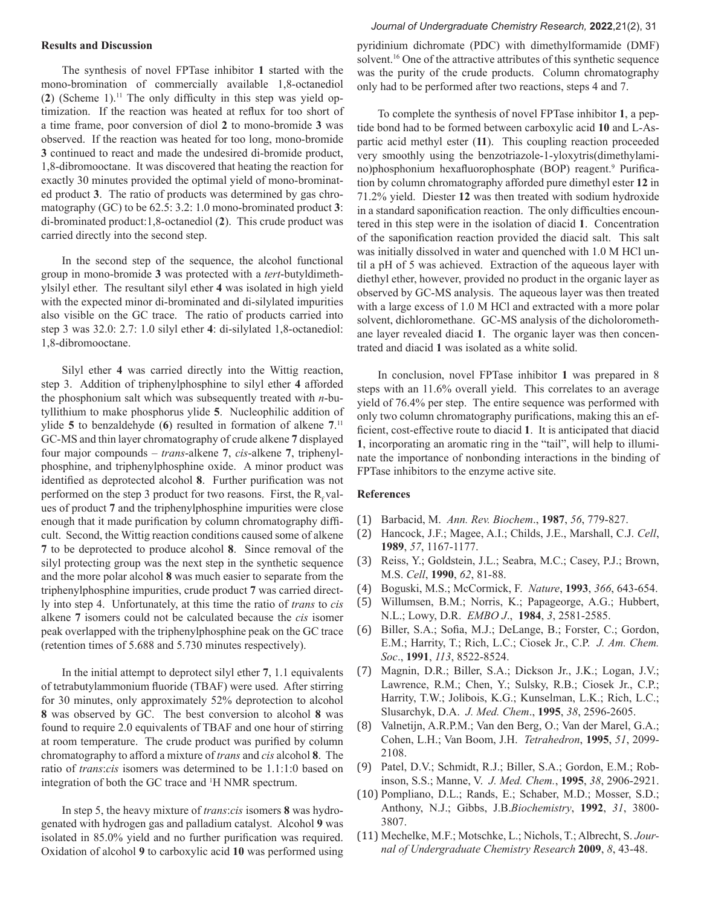## Results and Discussion

The synthesis of novel FPTase inhibitor **1** started with the mono-bromination of commercially available 1,8-octanediol (**2**) (Scheme 1).[11] The only difficulty in this step was yield optimization. If the reaction was heated at reflux for too short of a time frame, poor conversion of diol **2** to mono-bromide **3** was observed. If the reaction was heated for too long, mono-bromide **3** continued to react and made the undesired di-bromide product, 1,8-dibromooctane. It was discovered that heating the reaction for exactly 30 minutes provided the optimal yield of mono-brominated product **3**. The ratio of products was determined by gas chromatography (GC) to be 62.5: 3.2: 1.0 mono-brominated product **3**: di-brominated product:1,8-octanediol (**2**). This crude product was carried directly into the second step.

In the second step of the sequence, the alcohol functional group in mono-bromide **3** was protected with a *tert*-butyldimethylsilyl ether. The resultant silyl ether **4** was isolated in high yield with the expected minor di-brominated and di-silylated impurities also visible on the GC trace. The ratio of products carried into step 3 was 32.0: 2.7: 1.0 silyl ether **4**: di-silylated 1,8-octanediol: 1,8-dibromooctane.

Silyl ether **4** was carried directly into the Wittig reaction, step 3. Addition of triphenylphosphine to silyl ether **4** afforded the phosphonium salt which was subsequently treated with *n*-butyllithium to make phosphorus ylide **5**. Nucleophilic addition of ylide **5** to benzaldehyde (**6**) resulted in formation of alkene **7**.[11] GC-MS and thin layer chromatography of crude alkene **7** displayed four major compounds – *trans*-alkene **7**, *cis*-alkene **7**, triphenylphosphine, and triphenylphosphine oxide. A minor product was identified as deprotected alcohol **8**. Further purification was not performed on the step 3 product for two reasons. First, the $R_f$ values of product **7** and the triphenylphosphine impurities were close enough that it made purification by column chromatography difficult. Second, the Wittig reaction conditions caused some of alkene **7** to be deprotected to produce alcohol **8**. Since removal of the silyl protecting group was the next step in the synthetic sequence and the more polar alcohol **8** was much easier to separate from the triphenylphosphine impurities, crude product **7** was carried directly into step 4. Unfortunately, at this time the ratio of *trans* to *cis* alkene **7** isomers could not be calculated because the *cis* isomer peak overlapped with the triphenylphosphine peak on the GC trace (retention times of 5.688 and 5.730 minutes respectively).

In the initial attempt to deprotect silyl ether **7**, 1.1 equivalents of tetrabutylammonium fluoride (TBAF) were used. After stirring for 30 minutes, only approximately 52% deprotection to alcohol **8** was observed by GC. The best conversion to alcohol **8** was found to require 2.0 equivalents of TBAF and one hour of stirring at room temperature. The crude product was purified by column chromatography to afford a mixture of *trans* and *cis* alcohol **8**. The ratio of *trans*:*cis* isomers was determined to be 1.1:1:0 based on integration of both the GC trace and $^1$H NMR spectrum.

In step 5, the heavy mixture of *trans*:*cis* isomers **8** was hydrogenated with hydrogen gas and palladium catalyst. Alcohol **9** was isolated in 85.0% yield and no further purification was required. Oxidation of alcohol **9** to carboxylic acid **10** was performed using pyridinium dichromate (PDC) with dimethylformamide (DMF) solvent.[16] One of the attractive attributes of this synthetic sequence was the purity of the crude products. Column chromatography only had to be performed after two reactions, steps 4 and 7.

To complete the synthesis of novel FPTase inhibitor **1**, a peptide bond had to be formed between carboxylic acid **10** and L-Aspartic acid methyl ester (**11**). This coupling reaction proceeded very smoothly using the benzotriazole-1-yloxytris(dimethylamino)phosphonium hexafluorophosphate (BOP) reagent.[9] Purification by column chromatography afforded pure dimethyl ester **12** in 71.2% yield. Diester **12** was then treated with sodium hydroxide in a standard saponification reaction. The only difficulties encountered in this step were in the isolation of diacid **1**. Concentration of the saponification reaction provided the diacid salt. This salt was initially dissolved in water and quenched with 1.0 M HCl until a pH of 5 was achieved. Extraction of the aqueous layer with diethyl ether, however, provided no product in the organic layer as observed by GC-MS analysis. The aqueous layer was then treated with a large excess of 1.0 M HCl and extracted with a more polar solvent, dichloromethane. GC-MS analysis of the dicholoromethane layer revealed diacid **1**. The organic layer was then concentrated and diacid **1** was isolated as a white solid.

In conclusion, novel FPTase inhibitor **1** was prepared in 8 steps with an 11.6% overall yield. This correlates to an average yield of 76.4% per step. The entire sequence was performed with only two column chromatography purifications, making this an efficient, cost-effective route to diacid **1**. It is anticipated that diacid **1**, incorporating an aromatic ring in the "tail", will help to illuminate the importance of nonbonding interactions in the binding of FPTase inhibitors to the enzyme active site.

## References

(1) Barbacid, M. *Ann. Rev. Biochem*., **1987**, *56*, 779-827.
(2) Hancock, J.F.; Magee, A.I.; Childs, J.E., Marshall, C.J. *Cell*, **1989**, *57*, 1167-1177.
(3) Reiss, Y.; Goldstein, J.L.; Seabra, M.C.; Casey, P.J.; Brown, M.S. *Cell*, **1990**, *62*, 81-88.
(4) Boguski, M.S.; McCormick, F. *Nature*, **1993**, *366*, 643-654.
(5) Willumsen, B.M.; Norris, K.; Papageorge, A.G.; Hubbert, N.L.; Lowy, D.R. *EMBO J*., **1984**, *3*, 2581-2585.
(6) Biller, S.A.; Sofia, M.J.; DeLange, B.; Forster, C.; Gordon, E.M.; Harrity, T.; Rich, L.C.; Ciosek Jr., C.P. *J. Am. Chem. Soc*., **1991**, *113*, 8522-8524.
(7) Magnin, D.R.; Biller, S.A.; Dickson Jr., J.K.; Logan, J.V.; Lawrence, R.M.; Chen, Y.; Sulsky, R.B.; Ciosek Jr., C.P.; Harrity, T.W.; Jolibois, K.G.; Kunselman, L.K.; Rich, L.C.; Slusarchyk, D.A. *J. Med. Chem*., **1995**, *38*, 2596-2605.
(8) Valnetijn, A.R.P.M.; Van den Berg, O.; Van der Marel, G.A.; Cohen, L.H.; Van Boom, J.H. *Tetrahedron*, **1995**, *51*, 2099-2108.
(9) Patel, D.V.; Schmidt, R.J.; Biller, S.A.; Gordon, E.M.; Robinson, S.S.; Manne, V. *J. Med. Chem.*, **1995**, *38*, 2906-2921.
(10) Pompliano, D.L.; Rands, E.; Schaber, M.D.; Mosser, S.D.; Anthony, N.J.; Gibbs, J.B.*Biochemistry*, **1992**, *31*, 3800-3807.
(11) Mechelke, M.F.; Motschke, L.; Nichols, T.; Albrecht, S. *Journal of Undergraduate Chemistry Research* **2009**, *8*, 43-48.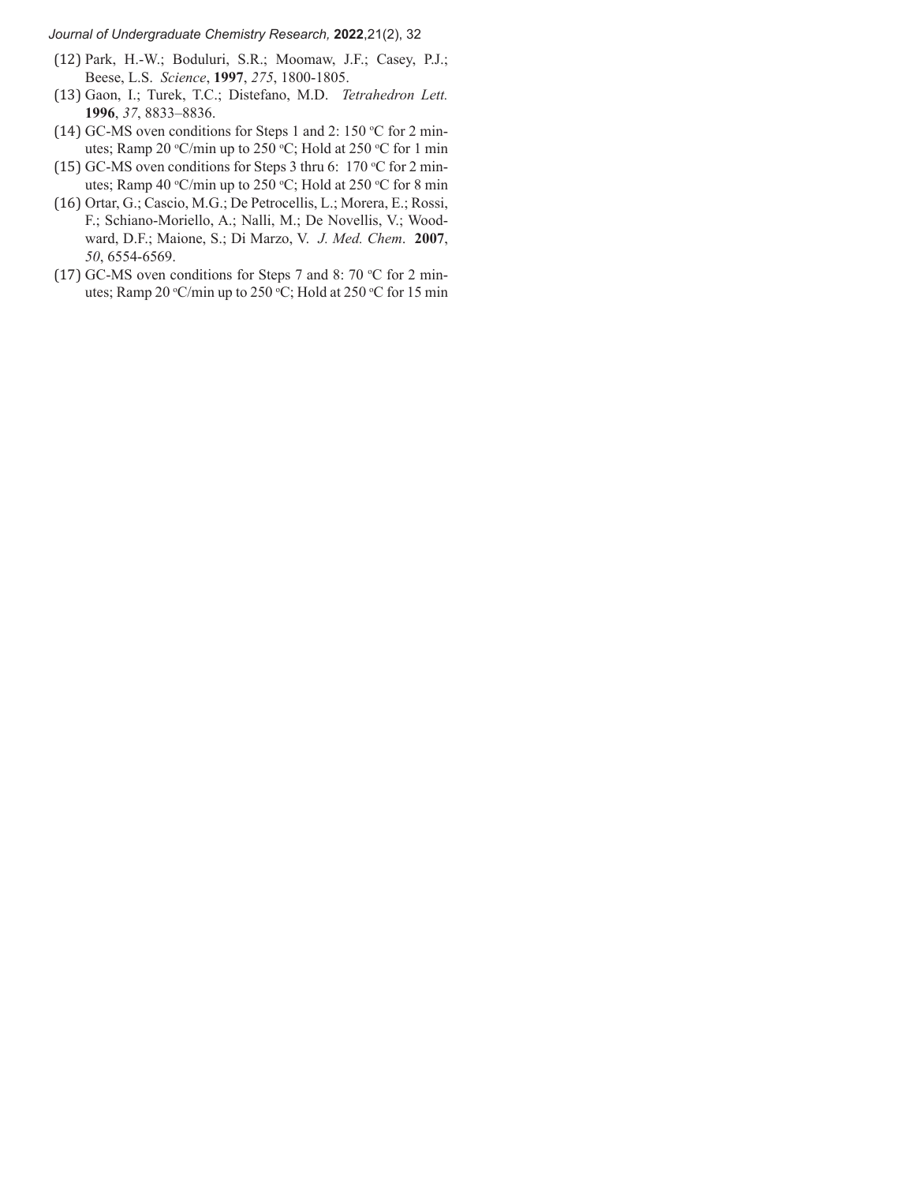(12) Park, H.-W.; Boduluri, S.R.; Moomaw, J.F.; Casey, P.J.; Beese, L.S. *Science*, **1997**, *275*, 1800-1805.

(13) Gaon, I.; Turek, T.C.; Distefano, M.D. *Tetrahedron Lett.* **1996**, *37*, 8833–8836.

(14) GC-MS oven conditions for Steps 1 and 2: 150 °C for 2 minutes; Ramp 20 °C/min up to 250 °C; Hold at 250 °C for 1 min

(15) GC-MS oven conditions for Steps 3 thru 6: 170 °C for 2 minutes; Ramp 40 °C/min up to 250 °C; Hold at 250 °C for 8 min

(16) Ortar, G.; Cascio, M.G.; De Petrocellis, L.; Morera, E.; Rossi, F.; Schiano-Moriello, A.; Nalli, M.; De Novellis, V.; Woodward, D.F.; Maione, S.; Di Marzo, V. *J. Med. Chem*. **2007**, *50*, 6554-6569.

(17) GC-MS oven conditions for Steps 7 and 8: 70 °C for 2 minutes; Ramp 20 °C/min up to 250 °C; Hold at 250 °C for 15 min